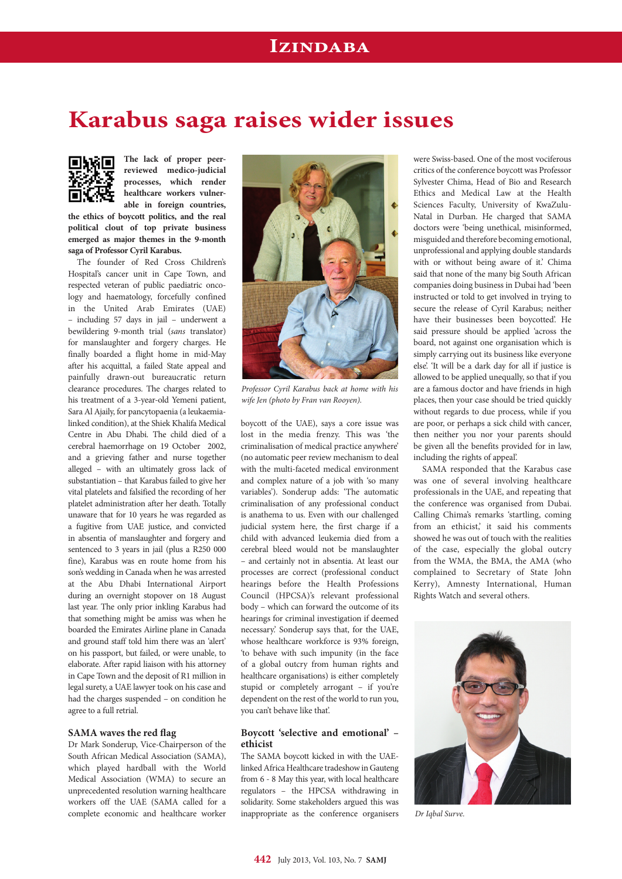# Karabus saga raises wider issues

**The lack of proper peer-reviewed medico-judicial processes, which render healthcare workers vulnerable in foreign countries, the ethics of boycott politics, and the real political clout of top private business emerged as major themes in the 9-month saga of Professor Cyril Karabus.**

The founder of Red Cross Children's Hospital's cancer unit in Cape Town, and respected veteran of public paediatric oncology and haematology, forcefully confined in the United Arab Emirates (UAE) – including 57 days in jail – underwent a bewildering 9-month trial (*sans* translator) for manslaughter and forgery charges. He finally boarded a flight home in mid-May after his acquittal, a failed State appeal and painfully drawn-out bureaucratic return clearance procedures. The charges related to his treatment of a 3-year-old Yemeni patient, Sara Al Ajaily, for pancytopaenia (a leukaemia-linked condition), at the Shiek Khalifa Medical Centre in Abu Dhabi. The child died of a cerebral haemorrhage on 19 October 2002, and a grieving father and nurse together alleged – with an ultimately gross lack of substantiation – that Karabus failed to give her vital platelets and falsified the recording of her platelet administration after her death. Totally unaware that for 10 years he was regarded as a fugitive from UAE justice, and convicted in absentia of manslaughter and forgery and sentenced to 3 years in jail (plus a R250 000 fine), Karabus was en route home from his son's wedding in Canada when he was arrested at the Abu Dhabi International Airport during an overnight stopover on 18 August last year. The only prior inkling Karabus had that something might be amiss was when he boarded the Emirates Airline plane in Canada and ground staff told him there was an 'alert' on his passport, but failed, or were unable, to elaborate. After rapid liaison with his attorney in Cape Town and the deposit of R1 million in legal surety, a UAE lawyer took on his case and had the charges suspended – on condition he agree to a full retrial.

Professor Cyril Karabus back at home with his wife Jen (photo by Fran van Rooyen).

## SAMA waves the red flag

Dr Mark Sonderup, Vice-Chairperson of the South African Medical Association (SAMA), which played hardball with the World Medical Association (WMA) to secure an unprecedented resolution warning healthcare workers off the UAE (SAMA called for a complete economic and healthcare worker boycott of the UAE), says a core issue was lost in the media frenzy. This was 'the criminalisation of medical practice anywhere' (no automatic peer review mechanism to deal with the multi-faceted medical environment and complex nature of a job with 'so many variables'). Sonderup adds: 'The automatic criminalisation of any professional conduct is anathema to us. Even with our challenged judicial system here, the first charge if a child with advanced leukemia died from a cerebral bleed would not be manslaughter – and certainly not in absentia. At least our processes are correct (professional conduct hearings before the Health Professions Council (HPCSA)'s relevant professional body – which can forward the outcome of its hearings for criminal investigation if deemed necessary.' Sonderup says that, for the UAE, whose healthcare workforce is 93% foreign, 'to behave with such impunity (in the face of a global outcry from human rights and healthcare organisations) is either completely stupid or completely arrogant – if you're dependent on the rest of the world to run you, you can't behave like that.'

## Boycott 'selective and emotional' – ethicist

The SAMA boycott kicked in with the UAE-linked Africa Healthcare tradeshow in Gauteng from 6 - 8 May this year, with local healthcare regulators – the HPCSA withdrawing in solidarity. Some stakeholders argued this was inappropriate as the conference organisers were Swiss-based. One of the most vociferous critics of the conference boycott was Professor Sylvester Chima, Head of Bio and Research Ethics and Medical Law at the Health Sciences Faculty, University of KwaZulu-Natal in Durban. He charged that SAMA doctors were 'being unethical, misinformed, misguided and therefore becoming emotional, unprofessional and applying double standards with or without being aware of it.' Chima said that none of the many big South African companies doing business in Dubai had 'been instructed or told to get involved in trying to secure the release of Cyril Karabus; neither have their businesses been boycotted'. He said pressure should be applied 'across the board, not against one organisation which is simply carrying out its business like everyone else'. 'It will be a dark day for all if justice is allowed to be applied unequally, so that if you are a famous doctor and have friends in high places, then your case should be tried quickly without regards to due process, while if you are poor, or perhaps a sick child with cancer, then neither you nor your parents should be given all the benefits provided for in law, including the rights of appeal.'

SAMA responded that the Karabus case was one of several involving healthcare professionals in the UAE, and repeating that the conference was organised from Dubai. Calling Chima's remarks 'startling, coming from an ethicist,' it said his comments showed he was out of touch with the realities of the case, especially the global outcry from the WMA, the BMA, the AMA (who complained to Secretary of State John Kerry), Amnesty International, Human Rights Watch and several others.

Dr Iqbal Surve.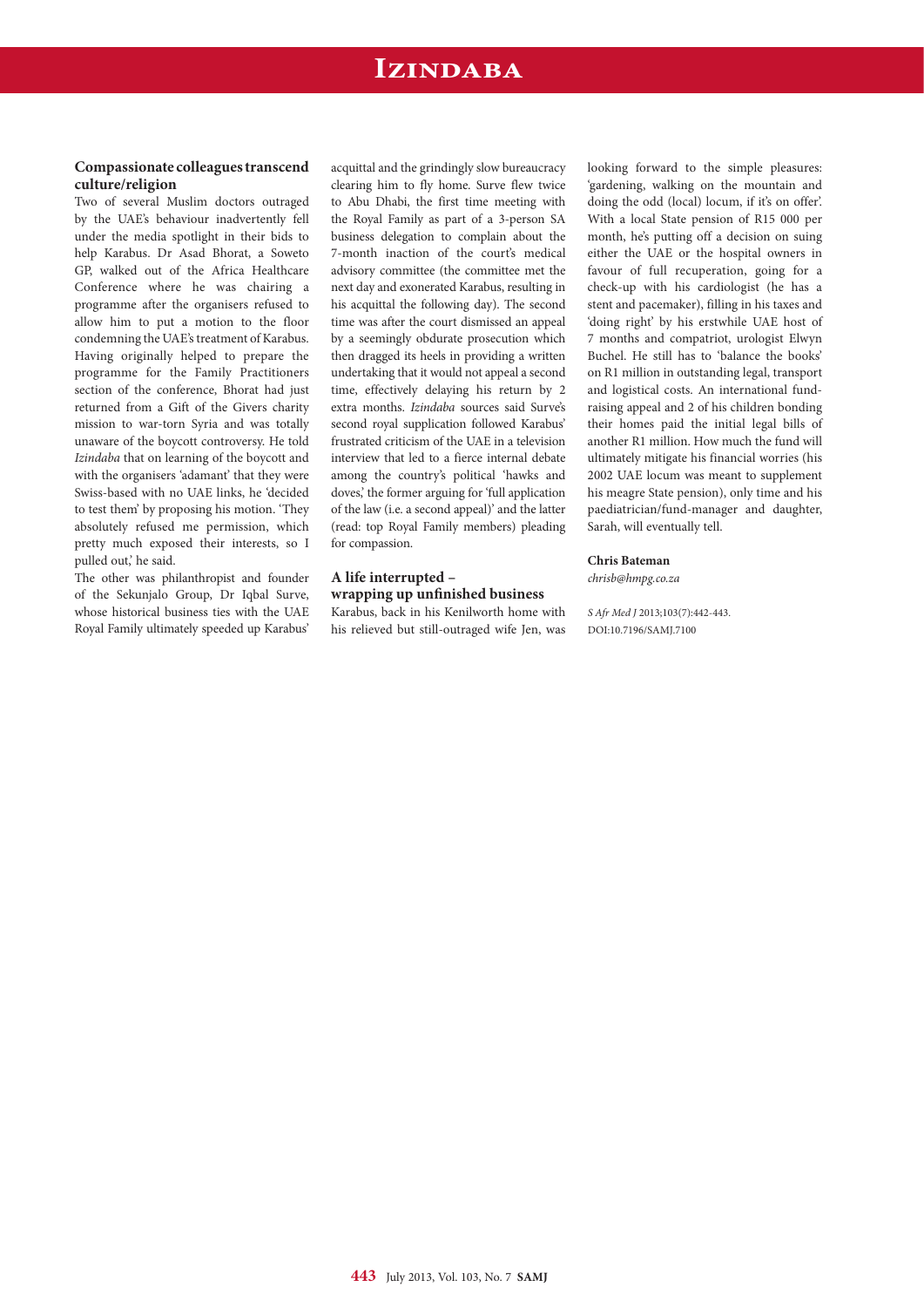### Compassionate colleagues transcend culture/religion

Two of several Muslim doctors outraged by the UAE's behaviour inadvertently fell under the media spotlight in their bids to help Karabus. Dr Asad Bhorat, a Soweto GP, walked out of the Africa Healthcare Conference where he was chairing a programme after the organisers refused to allow him to put a motion to the floor condemning the UAE's treatment of Karabus. Having originally helped to prepare the programme for the Family Practitioners section of the conference, Bhorat had just returned from a Gift of the Givers charity mission to war-torn Syria and was totally unaware of the boycott controversy. He told *Izindaba* that on learning of the boycott and with the organisers 'adamant' that they were Swiss-based with no UAE links, he 'decided to test them' by proposing his motion. 'They absolutely refused me permission, which pretty much exposed their interests, so I pulled out,' he said.

The other was philanthropist and founder of the Sekunjalo Group, Dr Iqbal Surve, whose historical business ties with the UAE Royal Family ultimately speeded up Karabus' acquittal and the grindingly slow bureaucracy clearing him to fly home. Surve flew twice to Abu Dhabi, the first time meeting with the Royal Family as part of a 3-person SA business delegation to complain about the 7-month inaction of the court's medical advisory committee (the committee met the next day and exonerated Karabus, resulting in his acquittal the following day). The second time was after the court dismissed an appeal by a seemingly obdurate prosecution which then dragged its heels in providing a written undertaking that it would not appeal a second time, effectively delaying his return by 2 extra months. *Izindaba* sources said Surve's second royal supplication followed Karabus' frustrated criticism of the UAE in a television interview that led to a fierce internal debate among the country's political 'hawks and doves,' the former arguing for 'full application of the law (i.e. a second appeal)' and the latter (read: top Royal Family members) pleading for compassion.

### A life interrupted – wrapping up unfinished business

Karabus, back in his Kenilworth home with his relieved but still-outraged wife Jen, was looking forward to the simple pleasures: 'gardening, walking on the mountain and doing the odd (local) locum, if it's on offer'. With a local State pension of R15 000 per month, he's putting off a decision on suing either the UAE or the hospital owners in favour of full recuperation, going for a check-up with his cardiologist (he has a stent and pacemaker), filling in his taxes and 'doing right' by his erstwhile UAE host of 7 months and compatriot, urologist Elwyn Buchel. He still has to 'balance the books' on R1 million in outstanding legal, transport and logistical costs. An international fund-raising appeal and 2 of his children bonding their homes paid the initial legal bills of another R1 million. How much the fund will ultimately mitigate his financial worries (his 2002 UAE locum was meant to supplement his meagre State pension), only time and his paediatrician/fund-manager and daughter, Sarah, will eventually tell.

**Chris Bateman**
*chrisb@hmpg.co.za*

*S Afr Med J* 2013;103(7):442-443. DOI:10.7196/SAMJ.7100